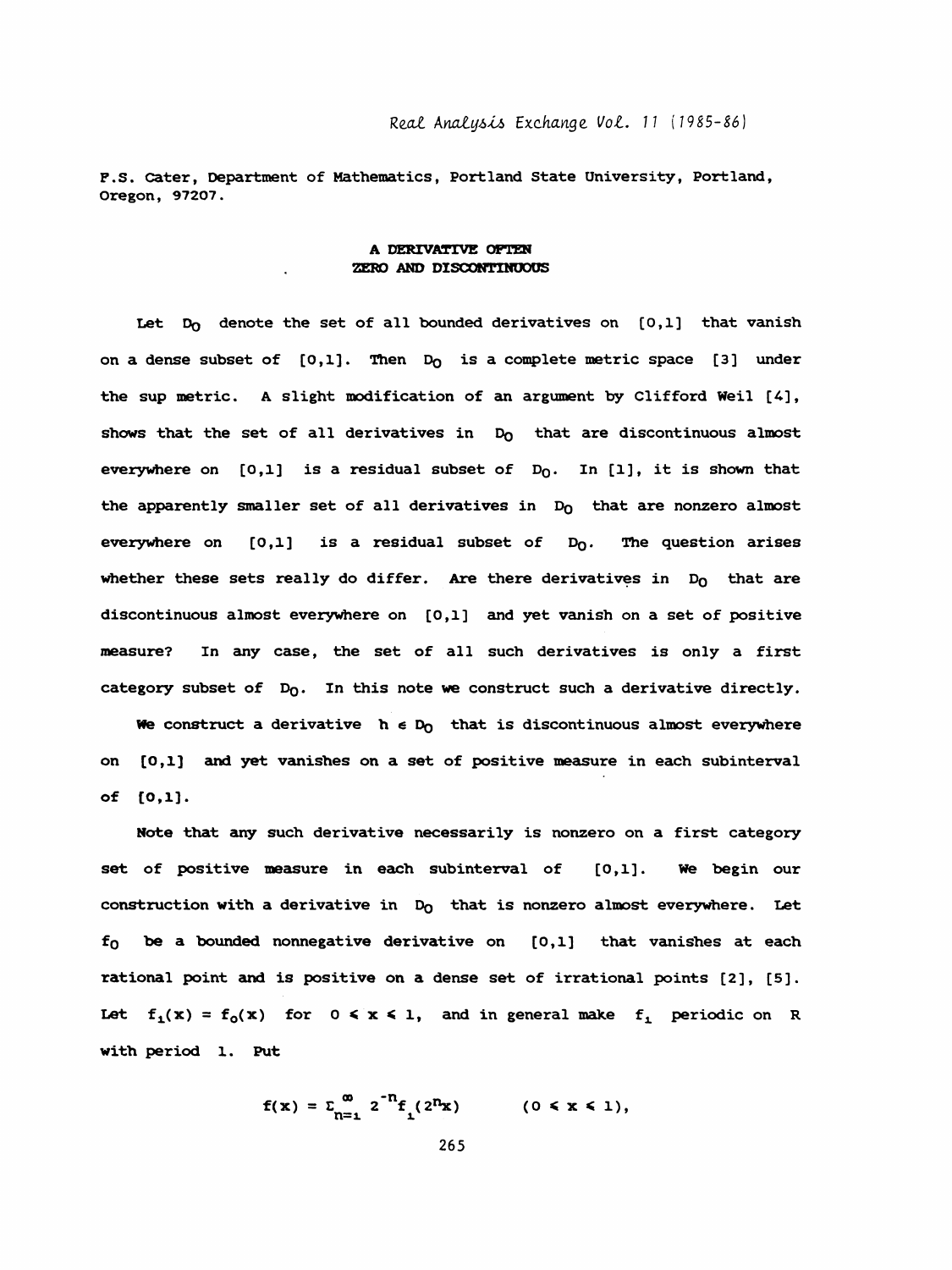P.S. Cater, Department of Mathematics, Portland State University, Portland, Oregon, 97207.

## A DERIVATIVE OFTEN ZERO AND DISCONTINUOUS

Let $D_0$ denote the set of all bounded derivatives on $[0,1]$ that vanish on a dense subset of $[0,1]$. Then $D_0$ is a complete metric space [3] under the sup metric. A slight modification of an argument by Clifford Weil [4], shows that the set of all derivatives in $D_0$ that are discontinuous almost everywhere on $[0,1]$ is a residual subset of $D_0$. In [1], it is shown that the apparently smaller set of all derivatives in $D_0$ that are nonzero almost everywhere on $[0,1]$ is a residual subset of $D_0$. The question arises whether these sets really do differ. Are there derivatives in $D_0$ that are discontinuous almost everywhere on $[0,1]$ and yet vanish on a set of positive measure? In any case, the set of all such derivatives is only a first category subset of $D_0$. In this note we construct such a derivative directly.

We construct a derivative $h \in D_0$ that is discontinuous almost everywhere on $[0,1]$ and yet vanishes on a set of positive measure in each subinterval of $[0,1]$.

Note that any such derivative necessarily is nonzero on a first category set of positive measure in each subinterval of $[0,1]$. We begin our construction with a derivative in $D_0$ that is nonzero almost everywhere. Let $f_0$ be a bounded nonnegative derivative on $[0,1]$ that vanishes at each rational point and is positive on a dense set of irrational points [2], [5]. Let $f_1(x) = f_0(x)$ for $0 \leq x \leq 1$, and in general make $f_1$ periodic on R with period 1. Put

$$f(x) = \Sigma_{n=1}^{\infty} 2^{-n} f_1(2^n x) \qquad (0 \leq x \leq 1),$$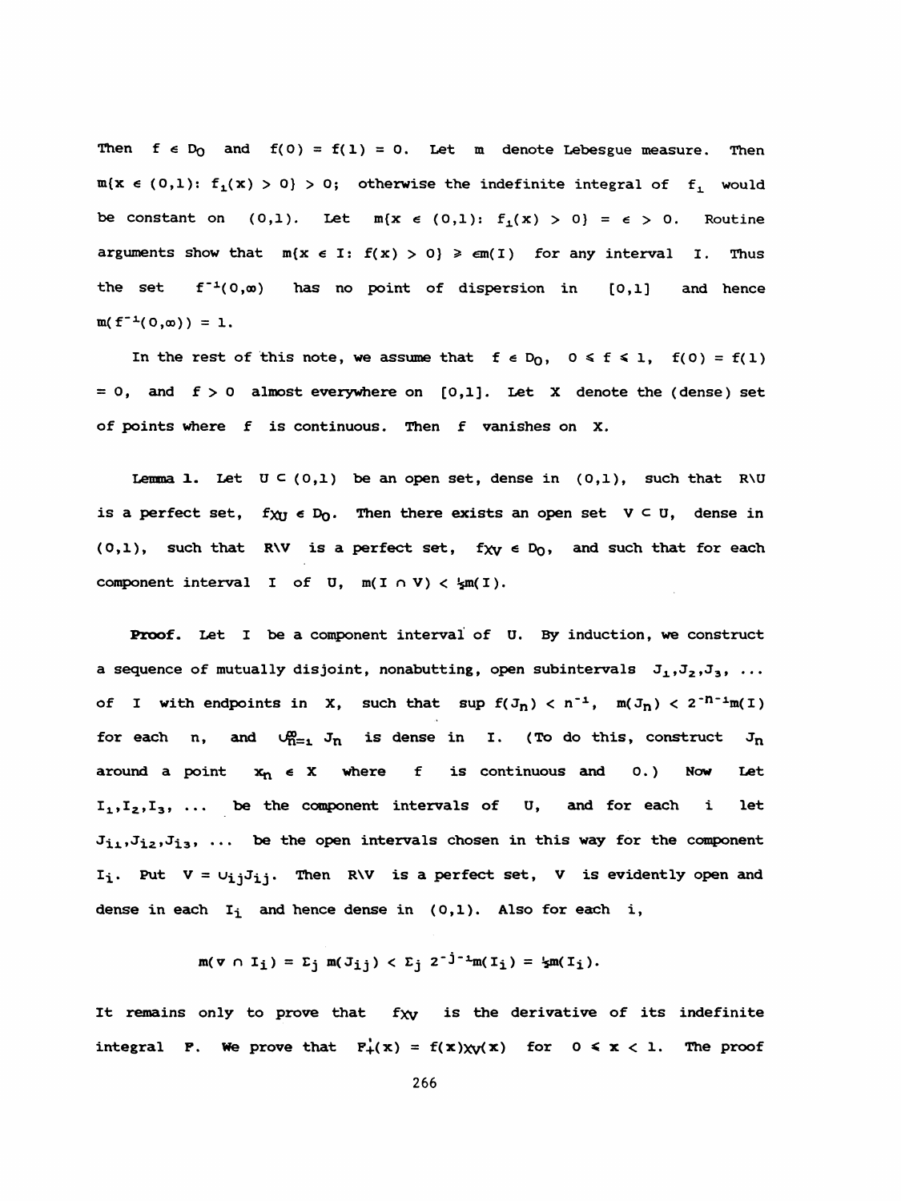Then $f \in D_0$ and $f(0) = f(1) = 0$. Let $m$ denote Lebesgue measure. Then $m\{x \in (0,1)\colon f_1(x) > 0\} > 0$; otherwise the indefinite integral of $f_1$ would be constant on $(0,1)$. Let $m\{x \in (0,1)\colon f_1(x) > 0\} = \epsilon > 0$. Routine arguments show that $m\{x \in I\colon f(x) > 0\} \geq \epsilon m(I)$ for any interval $I$. Thus the set $f^{-1}(0,\infty)$ has no point of dispersion in $[0,1]$ and hence $m(f^{-1}(0,\infty)) = 1$.

In the rest of this note, we assume that $f \in D_0$, $0 \leq f \leq 1$, $f(0) = f(1) = 0$, and $f > 0$ almost everywhere on $[0,1]$. Let $X$ denote the (dense) set of points where $f$ is continuous. Then $f$ vanishes on $X$.

**Lemma 1.** Let $U \subset (0,1)$ be an open set, dense in $(0,1)$, such that $R\backslash U$ is a perfect set, $f\chi_U \in D_0$. Then there exists an open set $V \subset U$, dense in $(0,1)$, such that $R\backslash V$ is a perfect set, $f\chi_V \in D_0$, and such that for each component interval $I$ of $U$, $m(I \cap V) < \frac{1}{2}m(I)$.

**Proof.** Let $I$ be a component interval of $U$. By induction, we construct a sequence of mutually disjoint, nonabutting, open subintervals $J_1, J_2, J_3, \ldots$ of $I$ with endpoints in $X$, such that $\sup f(J_n) < n^{-1}$, $m(J_n) < 2^{-n-1}m(I)$ for each $n$, and $\bigcup_{n=1}^{\infty} J_n$ is dense in $I$. (To do this, construct $J_n$ around a point $x_n \in X$ where $f$ is continuous and $0$.) Now Let $I_1, I_2, I_3, \ldots$ be the component intervals of $U$, and for each $i$ let $J_{i1}, J_{i2}, J_{i3}, \ldots$ be the open intervals chosen in this way for the component $I_i$. Put $V = \bigcup_{ij} J_{ij}$. Then $R\backslash V$ is a perfect set, $V$ is evidently open and dense in each $I_i$ and hence dense in $(0,1)$. Also for each $i$,

$$m(V \cap I_i) = \Sigma_j\, m(J_{ij}) < \Sigma_j\, 2^{-j-1}m(I_i) = \tfrac{1}{2}m(I_i).$$

It remains only to prove that $f\chi_V$ is the derivative of its indefinite integral $F$. We prove that $F_+'(x) = f(x)\chi_V(x)$ for $0 \leq x < 1$. The proof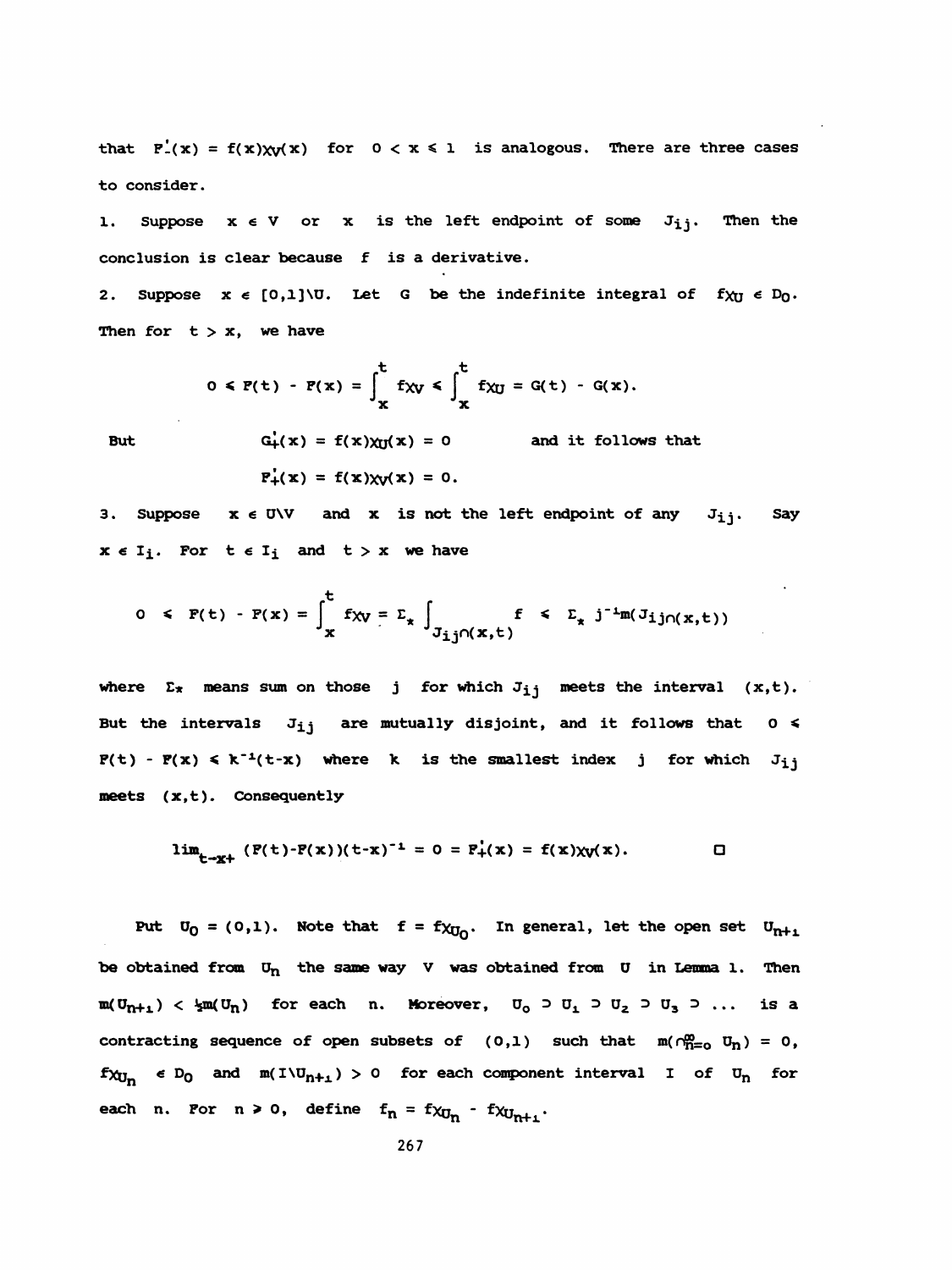that $F'_-(x) = f(x)\chi_V(x)$ for $0 < x \leq 1$ is analogous. There are three cases to consider.

1. Suppose $x \in V$ or $x$ is the left endpoint of some $J_{ij}$. Then the conclusion is clear because $f$ is a derivative.

2. Suppose $x \in [0,1]\setminus U$. Let $G$ be the indefinite integral of $f\chi_U \in D_0$. Then for $t > x$, we have

$$0 \leq F(t) - F(x) = \int_x^t f\chi_V \leq \int_x^t f\chi_U = G(t) - G(x).$$

But $\qquad G'_+(x) = f(x)\chi_U(x) = 0 \qquad$ and it follows that

$$F'_+(x) = f(x)\chi_V(x) = 0.$$

3. Suppose $x \in U\setminus V$ and $x$ is not the left endpoint of any $J_{ij}$. Say $x \in I_i$. For $t \in I_i$ and $t > x$ we have

$$0 \leq F(t) - F(x) = \int_x^t f\chi_V = \Sigma_* \int_{J_{ij}\cap(x,t)} f \leq \Sigma_* \, j^{-1}m(J_{ij}\cap(x,t))$$

where $\Sigma_*$ means sum on those $j$ for which $J_{ij}$ meets the interval $(x,t)$. But the intervals $J_{ij}$ are mutually disjoint, and it follows that $0 \leq F(t) - F(x) \leq k^{-1}(t-x)$ where $k$ is the smallest index $j$ for which $J_{ij}$ meets $(x,t)$. Consequently

$$\lim_{t\to x+} (F(t)-F(x))(t-x)^{-1} = 0 = F'_+(x) = f(x)\chi_V(x). \qquad \square$$

Put $U_0 = (0,1)$. Note that $f = f\chi_{U_0}$. In general, let the open set $U_{n+1}$ be obtained from $U_n$ the same way $V$ was obtained from $U$ in Lemma 1. Then $m(U_{n+1}) < \frac{1}{2}m(U_n)$ for each $n$. Moreover, $U_0 \supset U_1 \supset U_2 \supset U_3 \supset \ldots$ is a contracting sequence of open subsets of $(0,1)$ such that $m(\cap_{n=0}^{\infty} U_n) = 0$, $f\chi_{U_n} \in D_0$ and $m(I\setminus U_{n+1}) > 0$ for each component interval $I$ of $U_n$ for each $n$. For $n \geq 0$, define $f_n = f\chi_{U_n} - f\chi_{U_{n+1}}$.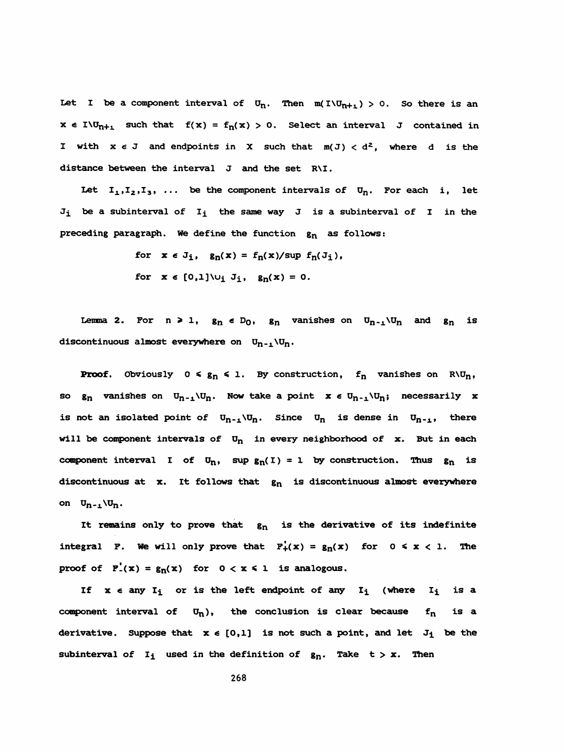Let $I$ be a component interval of $U_n$. Then $m(I \setminus U_{n+1}) > 0$. So there is an $x \in I \setminus U_{n+1}$ such that $f(x) = f_n(x) > 0$. Select an interval $J$ contained in $I$ with $x \in J$ and endpoints in $X$ such that $m(J) < d^2$, where $d$ is the distance between the interval $J$ and the set $R \setminus I$.

Let $I_1, I_2, I_3, \ldots$ be the component intervals of $U_n$. For each $i$, let $J_i$ be a subinterval of $I_i$ the same way $J$ is a subinterval of $I$ in the preceding paragraph. We define the function $g_n$ as follows:

$$\text{for } x \in J_i, \quad g_n(x) = f_n(x)/\sup f_n(J_i),$$

$$\text{for } x \in [0,1] \setminus \cup_i J_i, \quad g_n(x) = 0.$$

**Lemma 2.** For $n \geq 1$, $g_n \in D_0$, $g_n$ vanishes on $U_{n-1} \setminus U_n$ and $g_n$ is discontinuous almost everywhere on $U_{n-1} \setminus U_n$.

**Proof.** Obviously $0 \leq g_n \leq 1$. By construction, $f_n$ vanishes on $R \setminus U_n$, so $g_n$ vanishes on $U_{n-1} \setminus U_n$. Now take a point $x \in U_{n-1} \setminus U_n$; necessarily $x$ is not an isolated point of $U_{n-1} \setminus U_n$. Since $U_n$ is dense in $U_{n-1}$, there will be component intervals of $U_n$ in every neighborhood of $x$. But in each component interval $I$ of $U_n$, $\sup g_n(I) = 1$ by construction. Thus $g_n$ is discontinuous at $x$. It follows that $g_n$ is discontinuous almost everywhere on $U_{n-1} \setminus U_n$.

It remains only to prove that $g_n$ is the derivative of its indefinite integral $F$. We will only prove that $F'_+(x) = g_n(x)$ for $0 \leq x < 1$. The proof of $F'_-(x) = g_n(x)$ for $0 < x \leq 1$ is analogous.

If $x \in$ any $I_i$ or is the left endpoint of any $I_i$ (where $I_i$ is a component interval of $U_n$), the conclusion is clear because $f_n$ is a derivative. Suppose that $x \in [0,1]$ is not such a point, and let $J_i$ be the subinterval of $I_i$ used in the definition of $g_n$. Take $t > x$. Then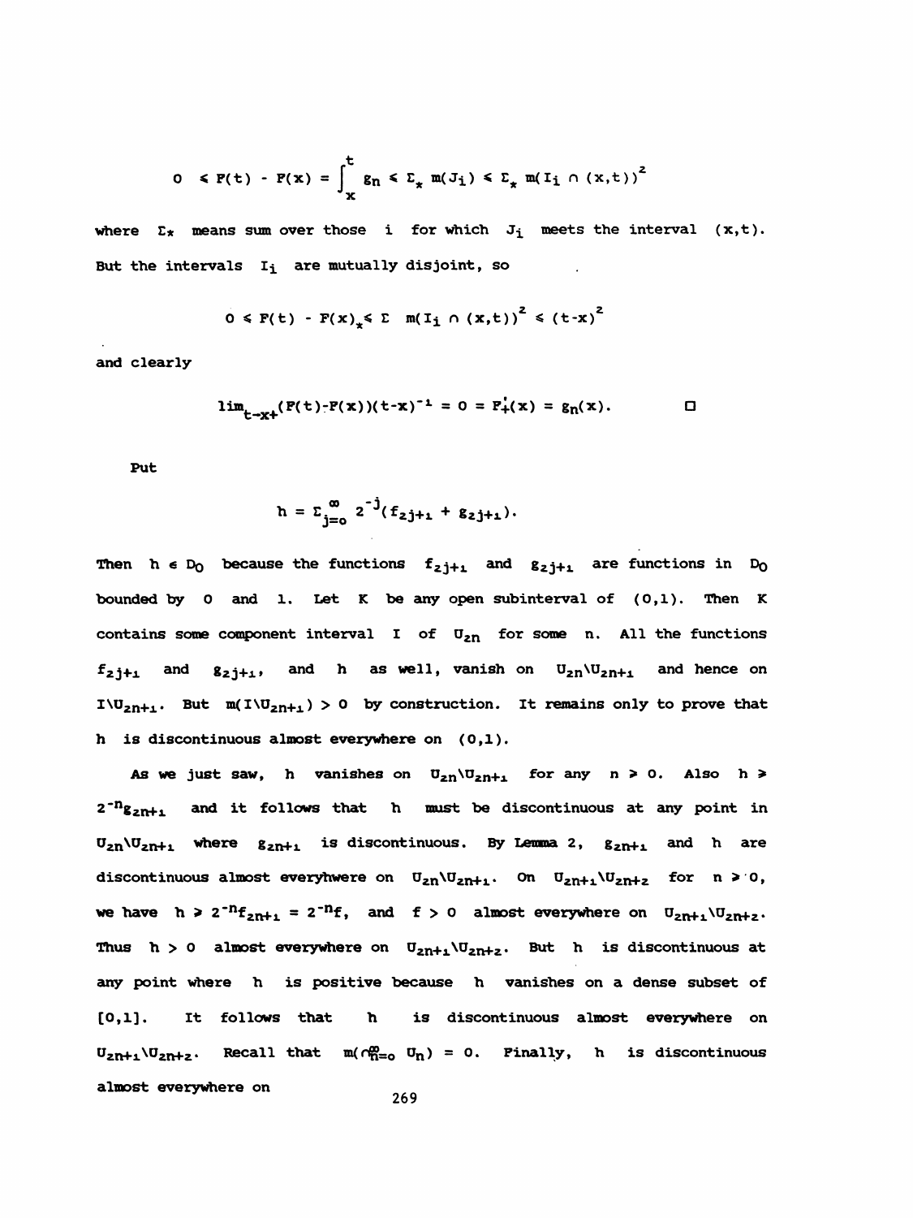$$0 \leqslant F(t) - F(x) = \int_x^t g_n \leqslant \Sigma_* \, m(J_i) \leqslant \Sigma_* \, m(I_i \cap (x,t))^2$$

where $\Sigma_*$ means sum over those $i$ for which $J_i$ meets the interval $(x,t)$. But the intervals $I_i$ are mutually disjoint, so

$$0 \leqslant F(t) - F(x)_* \leqslant \Sigma \; m(I_i \cap (x,t))^2 \leqslant (t-x)^2$$

and clearly

$$\lim_{t \to x+} (F(t) - F(x))(t-x)^{-1} = 0 = F'_+(x) = g_n(x). \qquad \square$$

Put

$$h = \Sigma_{j=0}^{\infty} \, 2^{-j} (f_{2j+1} + g_{2j+1}).$$

Then $h \in D_0$ because the functions $f_{2j+1}$ and $g_{2j+1}$ are functions in $D_0$ bounded by 0 and 1. Let $K$ be any open subinterval of $(0,1)$. Then $K$ contains some component interval $I$ of $U_{2n}$ for some $n$. All the functions $f_{2j+1}$ and $g_{2j+1}$, and $h$ as well, vanish on $U_{2n} \backslash U_{2n+1}$ and hence on $I \backslash U_{2n+1}$. But $m(I \backslash U_{2n+1}) > 0$ by construction. It remains only to prove that $h$ is discontinuous almost everywhere on $(0,1)$.

As we just saw, $h$ vanishes on $U_{2n} \backslash U_{2n+1}$ for any $n \geqslant 0$. Also $h \geqslant 2^{-n} g_{2n+1}$ and it follows that $h$ must be discontinuous at any point in $U_{2n} \backslash U_{2n+1}$ where $g_{2n+1}$ is discontinuous. By Lemma 2, $g_{2n+1}$ and $h$ are discontinuous almost everyhwere on $U_{2n} \backslash U_{2n+1}$. On $U_{2n+1} \backslash U_{2n+2}$ for $n \geqslant 0$, we have $h \geqslant 2^{-n} f_{2n+1} = 2^{-n} f$, and $f > 0$ almost everywhere on $U_{2n+1} \backslash U_{2n+2}$. Thus $h > 0$ almost everywhere on $U_{2n+1} \backslash U_{2n+2}$. But $h$ is discontinuous at any point where $h$ is positive because $h$ vanishes on a dense subset of $[0,1]$. It follows that $h$ is discontinuous almost everywhere on $U_{2n+1} \backslash U_{2n+2}$. Recall that $m(\cap_{n=0}^{\infty} U_n) = 0$. Finally, $h$ is discontinuous almost everywhere on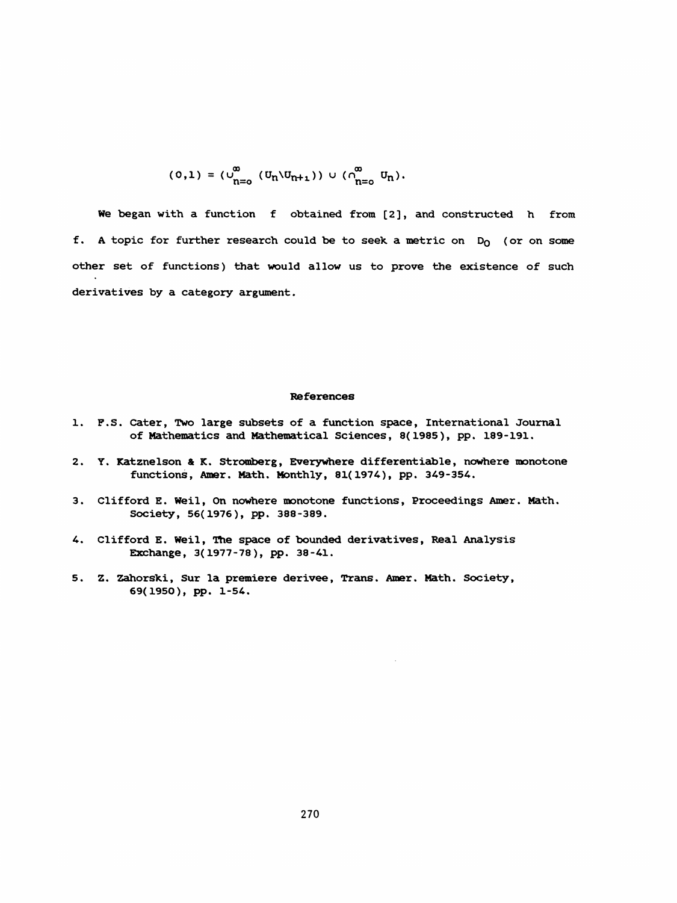$$(0,1) = (\cup_{n=0}^{\infty} (U_n \setminus U_{n+1})) \cup (\cap_{n=0}^{\infty} U_n).$$

We began with a function $f$ obtained from [2], and constructed $h$ from $f$. A topic for further research could be to seek a metric on $D_0$ (or on some other set of functions) that would allow us to prove the existence of such derivatives by a category argument.

## References

1. F.S. Cater, Two large subsets of a function space, International Journal of Mathematics and Mathematical Sciences, 8(1985), pp. 189-191.
2. Y. Katznelson & K. Stromberg, Everywhere differentiable, nowhere monotone functions, Amer. Math. Monthly, 81(1974), pp. 349-354.
3. Clifford E. Weil, On nowhere monotone functions, Proceedings Amer. Math. Society, 56(1976), pp. 388-389.
4. Clifford E. Weil, The space of bounded derivatives, Real Analysis Exchange, 3(1977-78), pp. 38-41.
5. Z. Zahorski, Sur la premiere derivee, Trans. Amer. Math. Society, 69(1950), pp. 1-54.